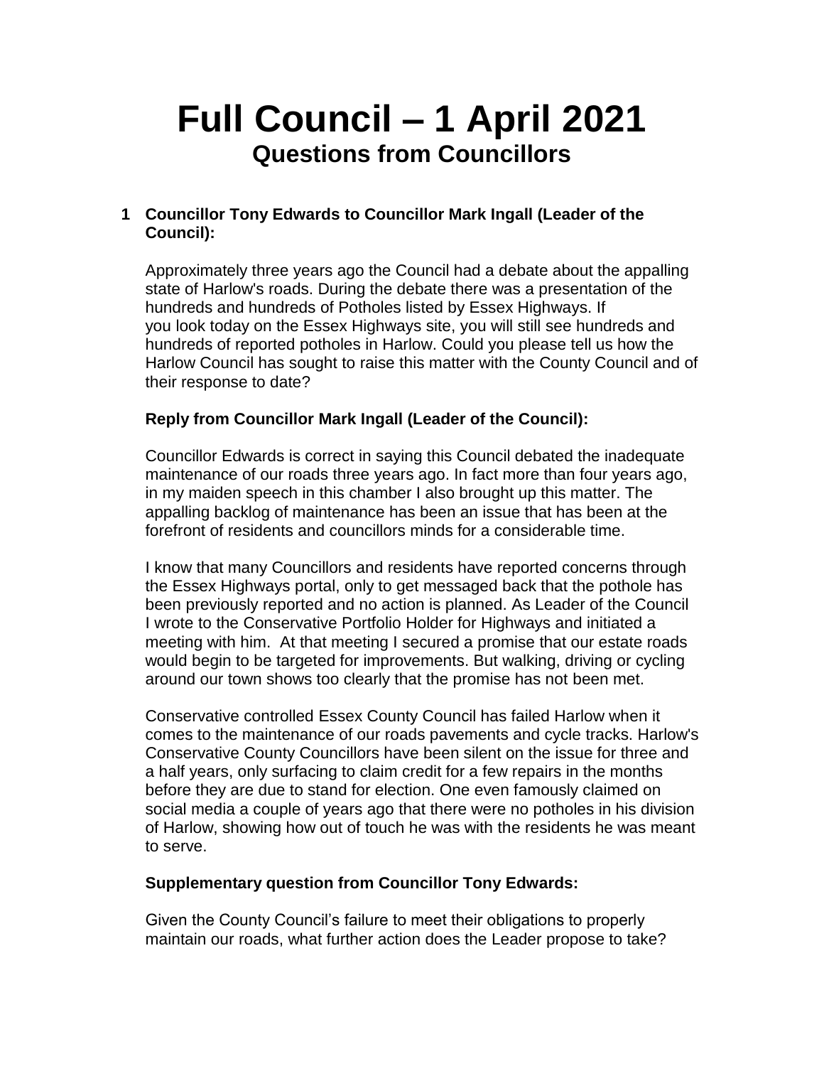# Full Council – 1 April 2021

## Questions from Councillors

**1 Councillor Tony Edwards to Councillor Mark Ingall (Leader of the Council):**

Approximately three years ago the Council had a debate about the appalling state of Harlow's roads. During the debate there was a presentation of the hundreds and hundreds of Potholes listed by Essex Highways. If you look today on the Essex Highways site, you will still see hundreds and hundreds of reported potholes in Harlow. Could you please tell us how the Harlow Council has sought to raise this matter with the County Council and of their response to date?

**Reply from Councillor Mark Ingall (Leader of the Council):**

Councillor Edwards is correct in saying this Council debated the inadequate maintenance of our roads three years ago. In fact more than four years ago, in my maiden speech in this chamber I also brought up this matter. The appalling backlog of maintenance has been an issue that has been at the forefront of residents and councillors minds for a considerable time.

I know that many Councillors and residents have reported concerns through the Essex Highways portal, only to get messaged back that the pothole has been previously reported and no action is planned. As Leader of the Council I wrote to the Conservative Portfolio Holder for Highways and initiated a meeting with him. At that meeting I secured a promise that our estate roads would begin to be targeted for improvements. But walking, driving or cycling around our town shows too clearly that the promise has not been met.

Conservative controlled Essex County Council has failed Harlow when it comes to the maintenance of our roads pavements and cycle tracks. Harlow's Conservative County Councillors have been silent on the issue for three and a half years, only surfacing to claim credit for a few repairs in the months before they are due to stand for election. One even famously claimed on social media a couple of years ago that there were no potholes in his division of Harlow, showing how out of touch he was with the residents he was meant to serve.

**Supplementary question from Councillor Tony Edwards:**

Given the County Council's failure to meet their obligations to properly maintain our roads, what further action does the Leader propose to take?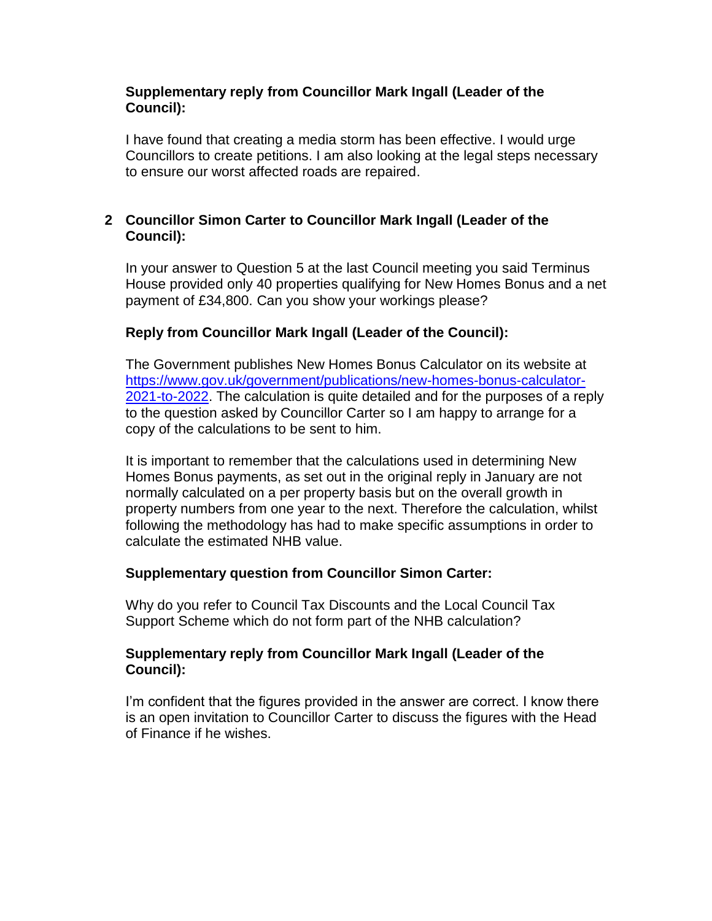**Supplementary reply from Councillor Mark Ingall (Leader of the Council):**

I have found that creating a media storm has been effective. I would urge Councillors to create petitions. I am also looking at the legal steps necessary to ensure our worst affected roads are repaired.

## 2 Councillor Simon Carter to Councillor Mark Ingall (Leader of the Council):

In your answer to Question 5 at the last Council meeting you said Terminus House provided only 40 properties qualifying for New Homes Bonus and a net payment of £34,800. Can you show your workings please?

**Reply from Councillor Mark Ingall (Leader of the Council):**

The Government publishes New Homes Bonus Calculator on its website at [https://www.gov.uk/government/publications/new-homes-bonus-calculator-2021-to-2022](https://www.gov.uk/government/publications/new-homes-bonus-calculator-2021-to-2022). The calculation is quite detailed and for the purposes of a reply to the question asked by Councillor Carter so I am happy to arrange for a copy of the calculations to be sent to him.

It is important to remember that the calculations used in determining New Homes Bonus payments, as set out in the original reply in January are not normally calculated on a per property basis but on the overall growth in property numbers from one year to the next. Therefore the calculation, whilst following the methodology has had to make specific assumptions in order to calculate the estimated NHB value.

**Supplementary question from Councillor Simon Carter:**

Why do you refer to Council Tax Discounts and the Local Council Tax Support Scheme which do not form part of the NHB calculation?

**Supplementary reply from Councillor Mark Ingall (Leader of the Council):**

I'm confident that the figures provided in the answer are correct. I know there is an open invitation to Councillor Carter to discuss the figures with the Head of Finance if he wishes.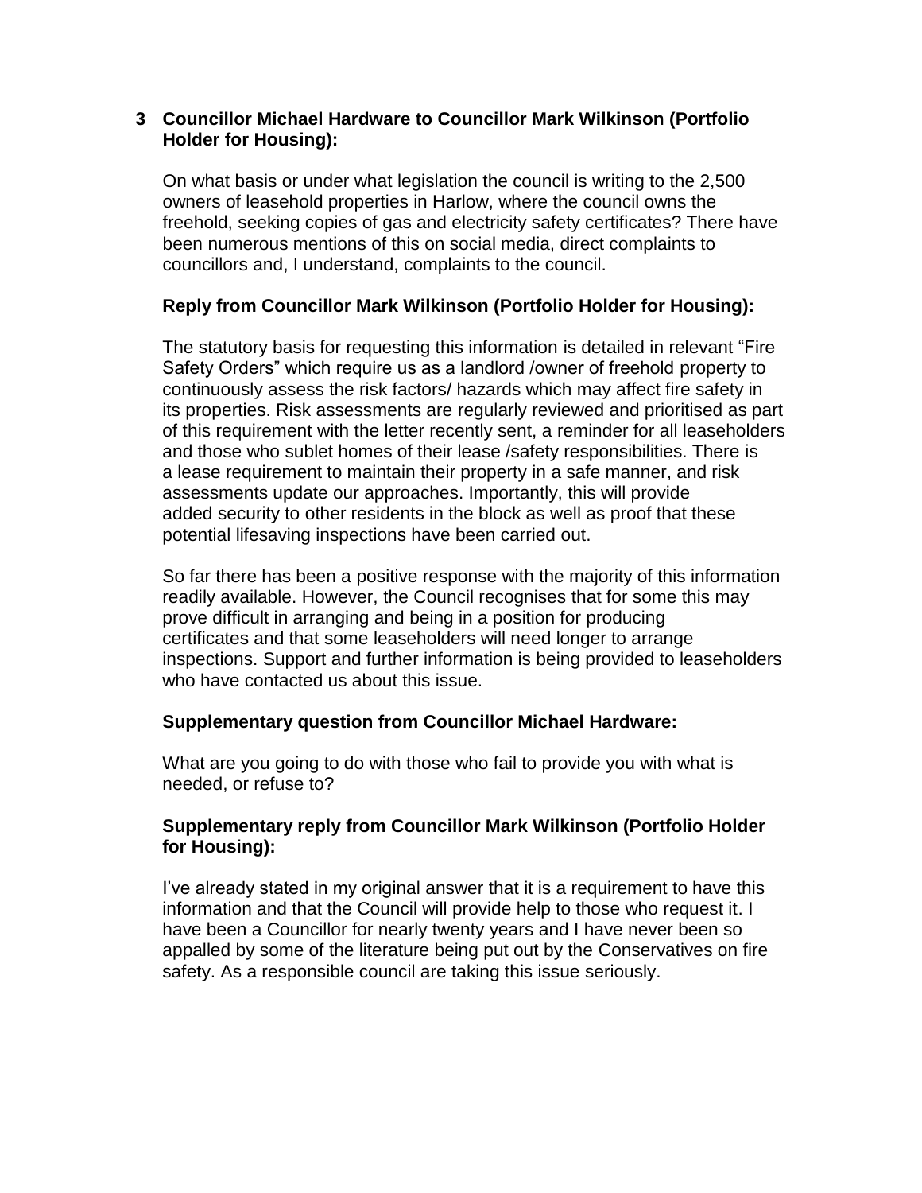**3 Councillor Michael Hardware to Councillor Mark Wilkinson (Portfolio Holder for Housing):**

On what basis or under what legislation the council is writing to the 2,500 owners of leasehold properties in Harlow, where the council owns the freehold, seeking copies of gas and electricity safety certificates? There have been numerous mentions of this on social media, direct complaints to councillors and, I understand, complaints to the council.

**Reply from Councillor Mark Wilkinson (Portfolio Holder for Housing):**

The statutory basis for requesting this information is detailed in relevant "Fire Safety Orders" which require us as a landlord /owner of freehold property to continuously assess the risk factors/ hazards which may affect fire safety in its properties. Risk assessments are regularly reviewed and prioritised as part of this requirement with the letter recently sent, a reminder for all leaseholders and those who sublet homes of their lease /safety responsibilities. There is a lease requirement to maintain their property in a safe manner, and risk assessments update our approaches. Importantly, this will provide added security to other residents in the block as well as proof that these potential lifesaving inspections have been carried out.

So far there has been a positive response with the majority of this information readily available. However, the Council recognises that for some this may prove difficult in arranging and being in a position for producing certificates and that some leaseholders will need longer to arrange inspections. Support and further information is being provided to leaseholders who have contacted us about this issue.

**Supplementary question from Councillor Michael Hardware:**

What are you going to do with those who fail to provide you with what is needed, or refuse to?

**Supplementary reply from Councillor Mark Wilkinson (Portfolio Holder for Housing):**

I've already stated in my original answer that it is a requirement to have this information and that the Council will provide help to those who request it. I have been a Councillor for nearly twenty years and I have never been so appalled by some of the literature being put out by the Conservatives on fire safety. As a responsible council are taking this issue seriously.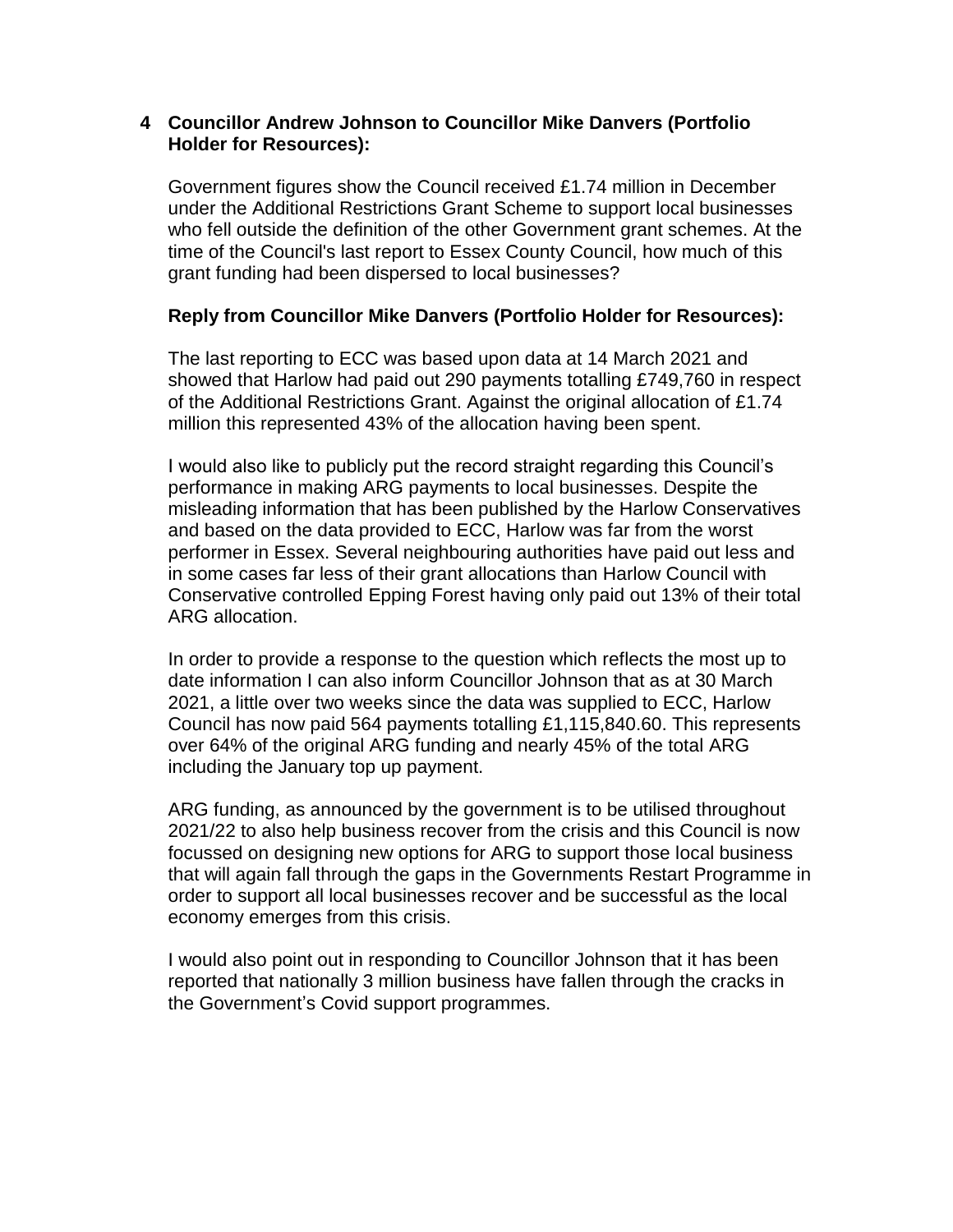**4 Councillor Andrew Johnson to Councillor Mike Danvers (Portfolio Holder for Resources):**

Government figures show the Council received £1.74 million in December under the Additional Restrictions Grant Scheme to support local businesses who fell outside the definition of the other Government grant schemes. At the time of the Council's last report to Essex County Council, how much of this grant funding had been dispersed to local businesses?

**Reply from Councillor Mike Danvers (Portfolio Holder for Resources):**

The last reporting to ECC was based upon data at 14 March 2021 and showed that Harlow had paid out 290 payments totalling £749,760 in respect of the Additional Restrictions Grant. Against the original allocation of £1.74 million this represented 43% of the allocation having been spent.

I would also like to publicly put the record straight regarding this Council's performance in making ARG payments to local businesses. Despite the misleading information that has been published by the Harlow Conservatives and based on the data provided to ECC, Harlow was far from the worst performer in Essex. Several neighbouring authorities have paid out less and in some cases far less of their grant allocations than Harlow Council with Conservative controlled Epping Forest having only paid out 13% of their total ARG allocation.

In order to provide a response to the question which reflects the most up to date information I can also inform Councillor Johnson that as at 30 March 2021, a little over two weeks since the data was supplied to ECC, Harlow Council has now paid 564 payments totalling £1,115,840.60. This represents over 64% of the original ARG funding and nearly 45% of the total ARG including the January top up payment.

ARG funding, as announced by the government is to be utilised throughout 2021/22 to also help business recover from the crisis and this Council is now focussed on designing new options for ARG to support those local business that will again fall through the gaps in the Governments Restart Programme in order to support all local businesses recover and be successful as the local economy emerges from this crisis.

I would also point out in responding to Councillor Johnson that it has been reported that nationally 3 million business have fallen through the cracks in the Government's Covid support programmes.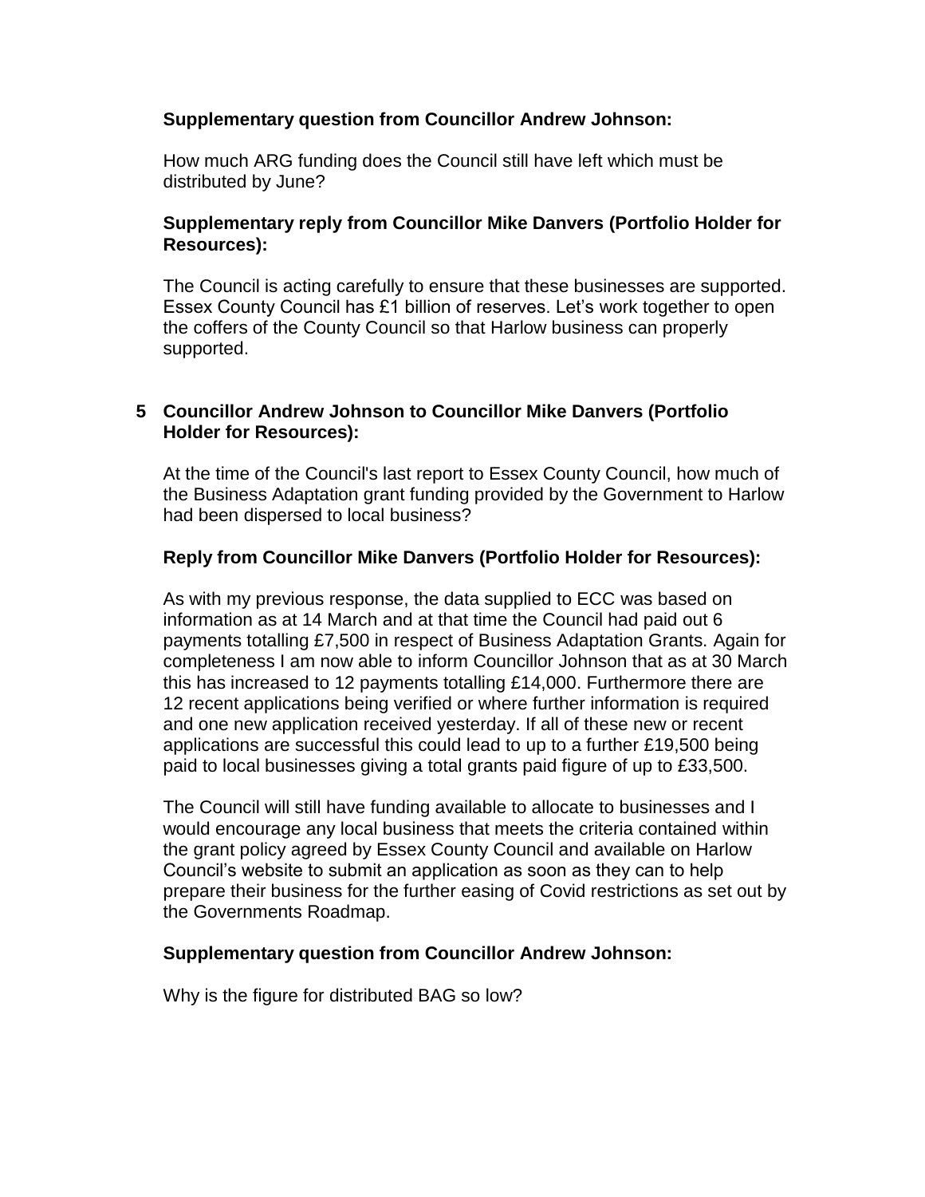**Supplementary question from Councillor Andrew Johnson:**

How much ARG funding does the Council still have left which must be distributed by June?

**Supplementary reply from Councillor Mike Danvers (Portfolio Holder for Resources):**

The Council is acting carefully to ensure that these businesses are supported. Essex County Council has £1 billion of reserves. Let's work together to open the coffers of the County Council so that Harlow business can properly supported.

**5 Councillor Andrew Johnson to Councillor Mike Danvers (Portfolio Holder for Resources):**

At the time of the Council's last report to Essex County Council, how much of the Business Adaptation grant funding provided by the Government to Harlow had been dispersed to local business?

**Reply from Councillor Mike Danvers (Portfolio Holder for Resources):**

As with my previous response, the data supplied to ECC was based on information as at 14 March and at that time the Council had paid out 6 payments totalling £7,500 in respect of Business Adaptation Grants. Again for completeness I am now able to inform Councillor Johnson that as at 30 March this has increased to 12 payments totalling £14,000. Furthermore there are 12 recent applications being verified or where further information is required and one new application received yesterday. If all of these new or recent applications are successful this could lead to up to a further £19,500 being paid to local businesses giving a total grants paid figure of up to £33,500.

The Council will still have funding available to allocate to businesses and I would encourage any local business that meets the criteria contained within the grant policy agreed by Essex County Council and available on Harlow Council's website to submit an application as soon as they can to help prepare their business for the further easing of Covid restrictions as set out by the Governments Roadmap.

**Supplementary question from Councillor Andrew Johnson:**

Why is the figure for distributed BAG so low?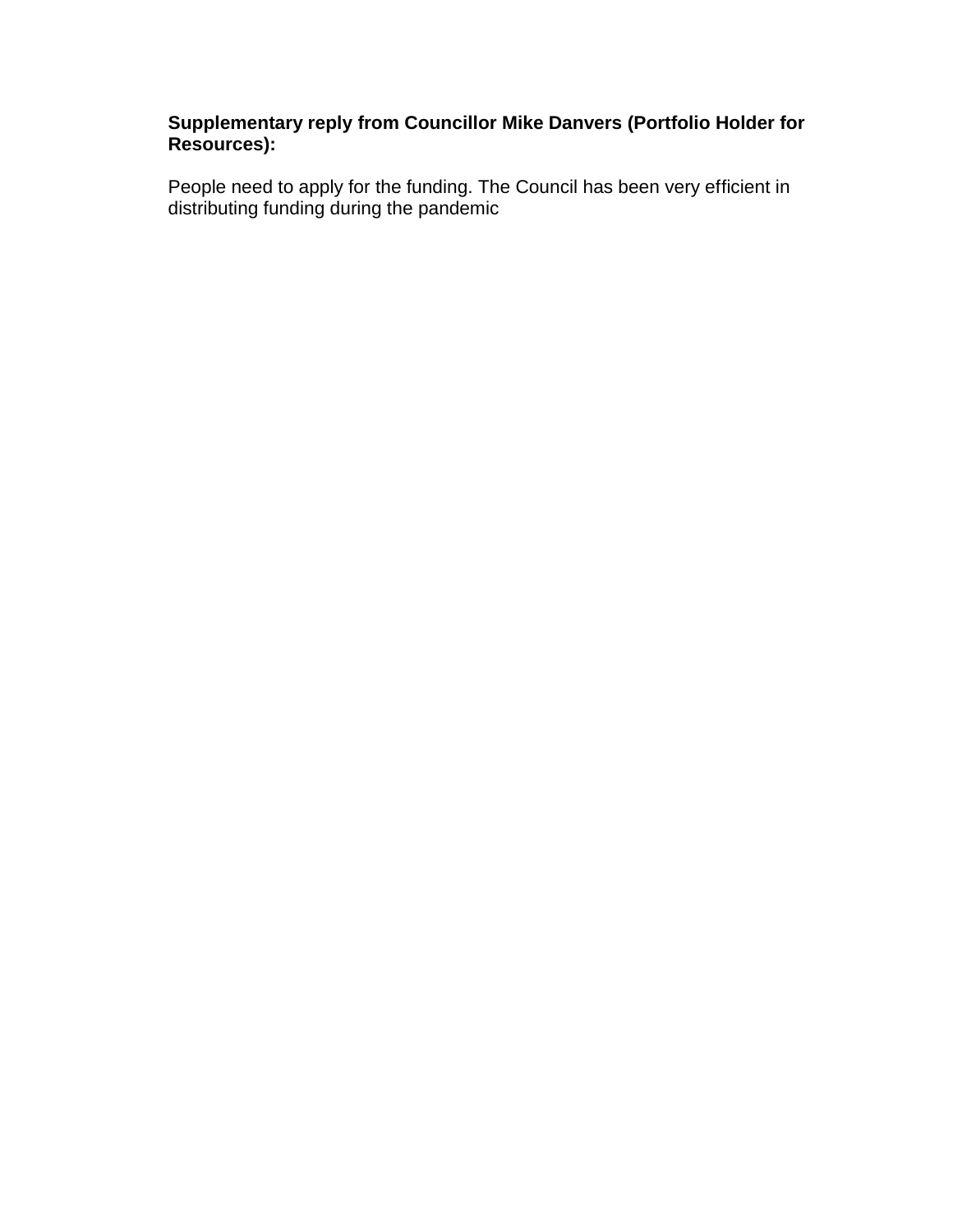**Supplementary reply from Councillor Mike Danvers (Portfolio Holder for Resources):**

People need to apply for the funding. The Council has been very efficient in distributing funding during the pandemic